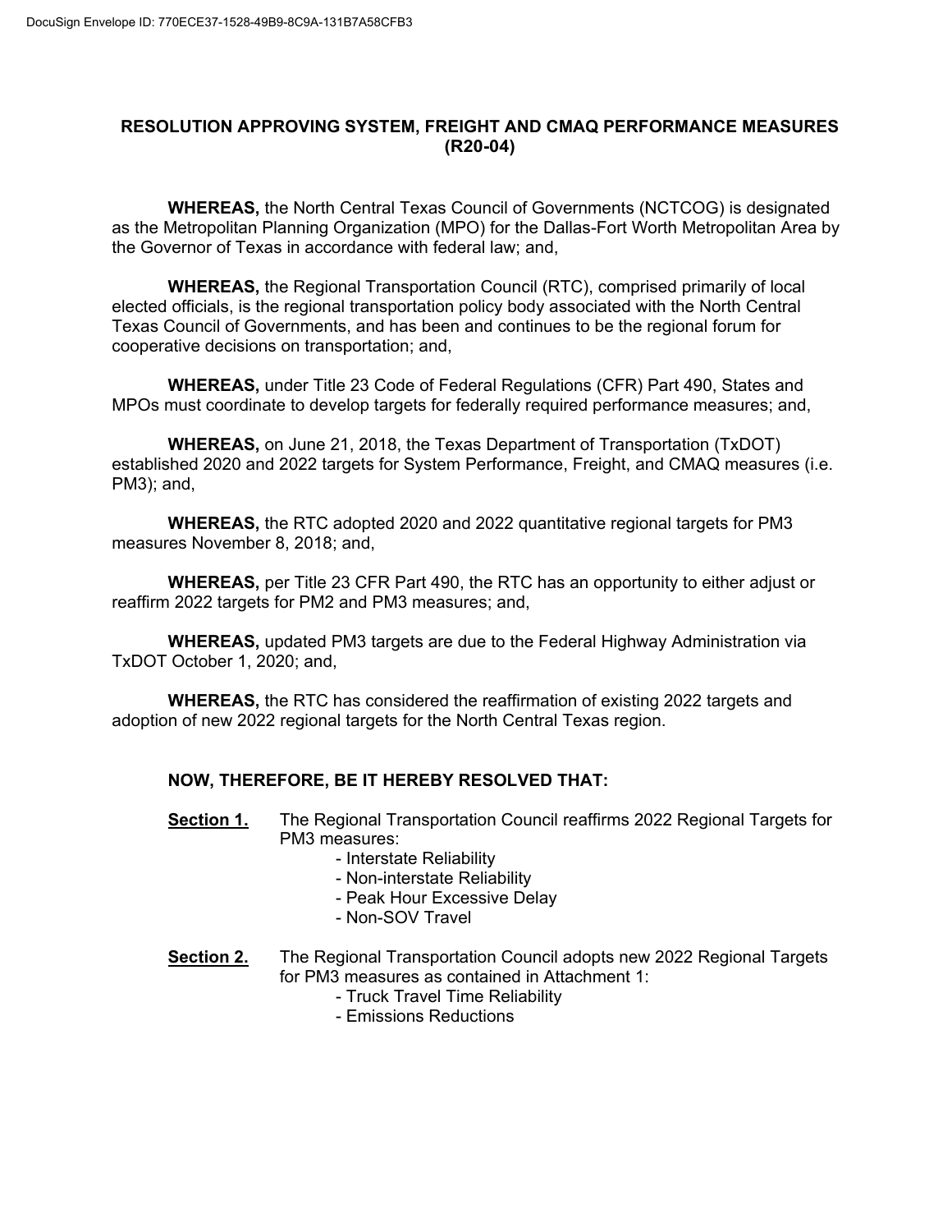# RESOLUTION APPROVING SYSTEM, FREIGHT AND CMAQ PERFORMANCE MEASURES (R20-04)

**WHEREAS,** the North Central Texas Council of Governments (NCTCOG) is designated as the Metropolitan Planning Organization (MPO) for the Dallas-Fort Worth Metropolitan Area by the Governor of Texas in accordance with federal law; and,

**WHEREAS,** the Regional Transportation Council (RTC), comprised primarily of local elected officials, is the regional transportation policy body associated with the North Central Texas Council of Governments, and has been and continues to be the regional forum for cooperative decisions on transportation; and,

**WHEREAS,** under Title 23 Code of Federal Regulations (CFR) Part 490, States and MPOs must coordinate to develop targets for federally required performance measures; and,

**WHEREAS,** on June 21, 2018, the Texas Department of Transportation (TxDOT) established 2020 and 2022 targets for System Performance, Freight, and CMAQ measures (i.e. PM3); and,

**WHEREAS,** the RTC adopted 2020 and 2022 quantitative regional targets for PM3 measures November 8, 2018; and,

**WHEREAS,** per Title 23 CFR Part 490, the RTC has an opportunity to either adjust or reaffirm 2022 targets for PM2 and PM3 measures; and,

**WHEREAS,** updated PM3 targets are due to the Federal Highway Administration via TxDOT October 1, 2020; and,

**WHEREAS,** the RTC has considered the reaffirmation of existing 2022 targets and adoption of new 2022 regional targets for the North Central Texas region.

**NOW, THEREFORE, BE IT HEREBY RESOLVED THAT:**

**Section 1.** The Regional Transportation Council reaffirms 2022 Regional Targets for PM3 measures:

- Interstate Reliability
- Non-interstate Reliability
- Peak Hour Excessive Delay
- Non-SOV Travel

**Section 2.** The Regional Transportation Council adopts new 2022 Regional Targets for PM3 measures as contained in Attachment 1:

- Truck Travel Time Reliability
- Emissions Reductions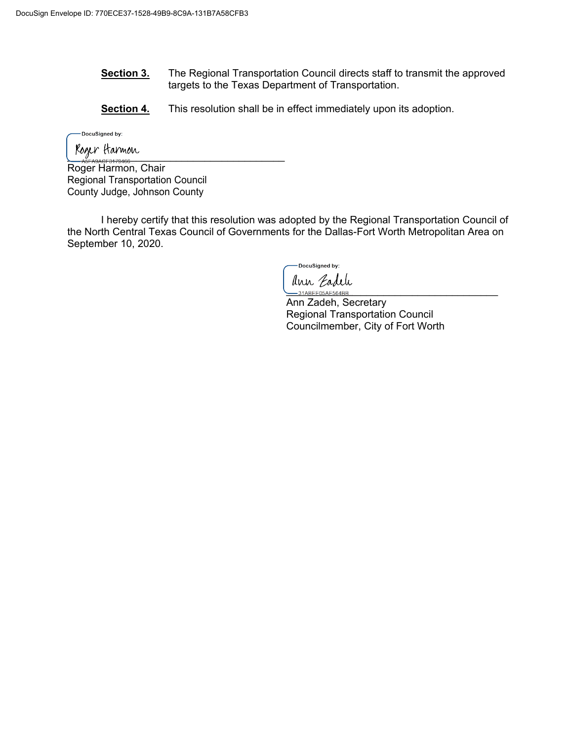**Section 3.** The Regional Transportation Council directs staff to transmit the approved targets to the Texas Department of Transportation.

**Section 4.** This resolution shall be in effect immediately upon its adoption.

DocuSigned by:

Roger Harmon

A5FA9ACF3179466...

Roger Harmon, Chair
Regional Transportation Council
County Judge, Johnson County

I hereby certify that this resolution was adopted by the Regional Transportation Council of the North Central Texas Council of Governments for the Dallas-Fort Worth Metropolitan Area on September 10, 2020.

DocuSigned by:

Ann Zadeh

31ABEE05AE564BB...

Ann Zadeh, Secretary
Regional Transportation Council
Councilmember, City of Fort Worth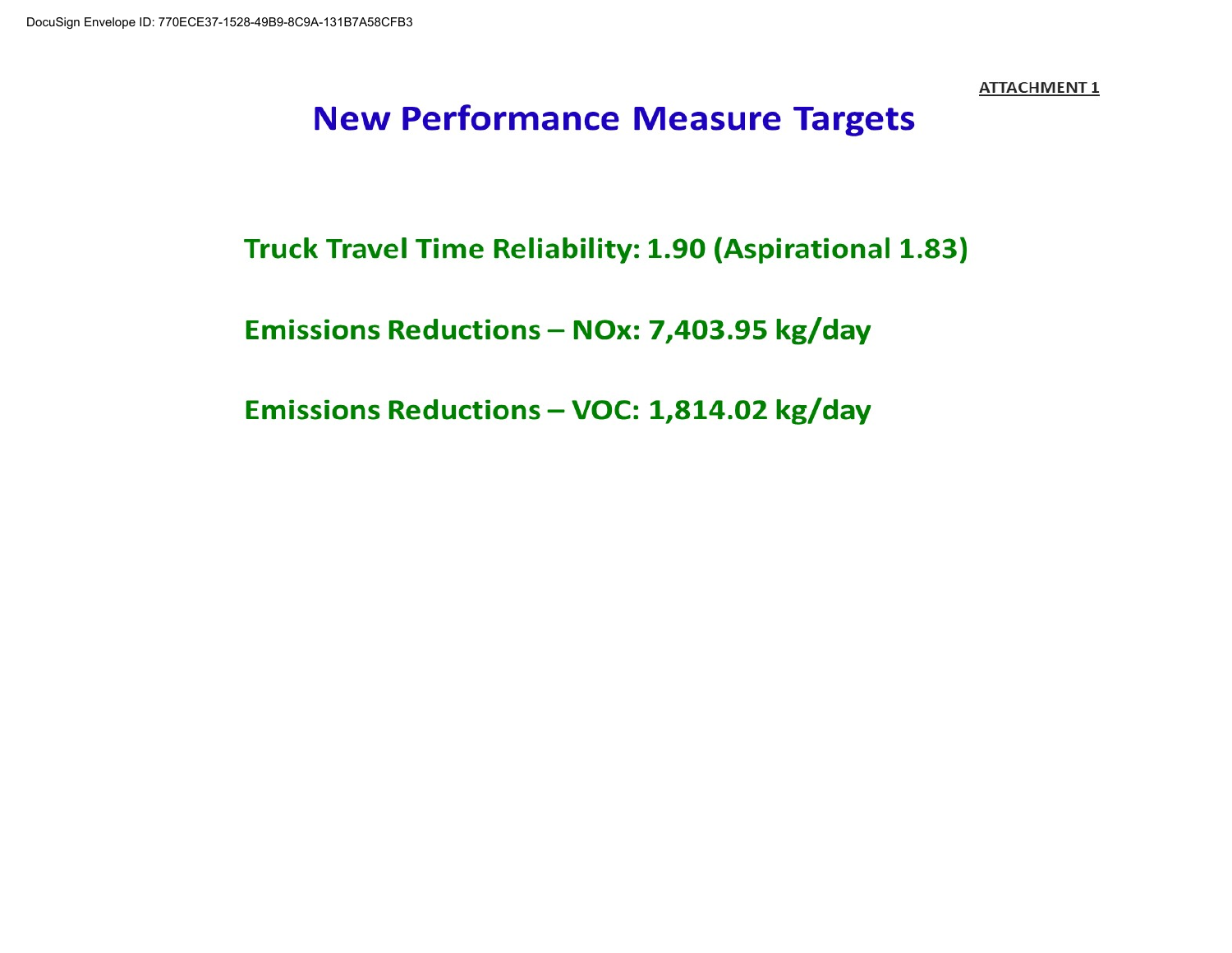ATTACHMENT 1

# New Performance Measure Targets

**Truck Travel Time Reliability: 1.90 (Aspirational 1.83)**

**Emissions Reductions – NOx: 7,403.95 kg/day**

**Emissions Reductions – VOC: 1,814.02 kg/day**